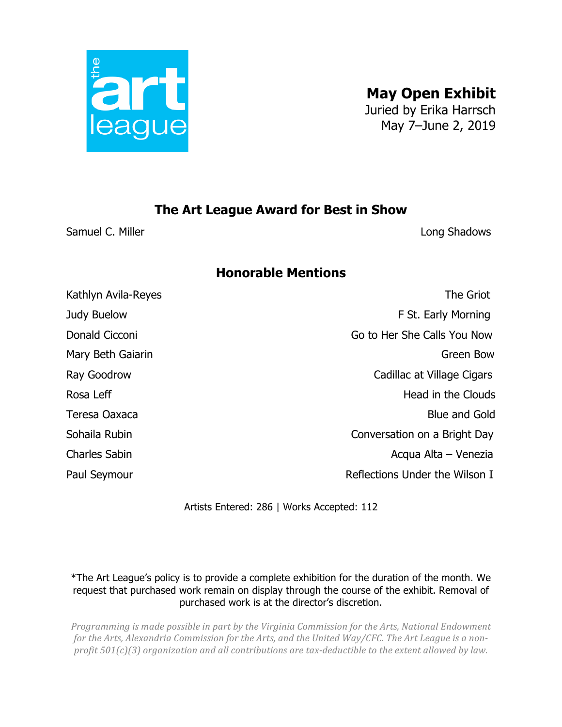the art league

# May Open Exhibit

Juried by Erika Harrsch
May 7–June 2, 2019

## The Art League Award for Best in Show

| Artist | Title |
|---|---|
| Samuel C. Miller | Long Shadows |

## Honorable Mentions

| Artist | Title |
|---|---|
| Kathlyn Avila-Reyes | The Griot |
| Judy Buelow | F St. Early Morning |
| Donald Cicconi | Go to Her She Calls You Now |
| Mary Beth Gaiarin | Green Bow |
| Ray Goodrow | Cadillac at Village Cigars |
| Rosa Leff | Head in the Clouds |
| Teresa Oaxaca | Blue and Gold |
| Sohaila Rubin | Conversation on a Bright Day |
| Charles Sabin | Acqua Alta – Venezia |
| Paul Seymour | Reflections Under the Wilson I |

Artists Entered: 286 | Works Accepted: 112

*The Art League's policy is to provide a complete exhibition for the duration of the month. We request that purchased work remain on display through the course of the exhibit. Removal of purchased work is at the director's discretion.

*Programming is made possible in part by the Virginia Commission for the Arts, National Endowment for the Arts, Alexandria Commission for the Arts, and the United Way/CFC. The Art League is a non-profit 501(c)(3) organization and all contributions are tax-deductible to the extent allowed by law.*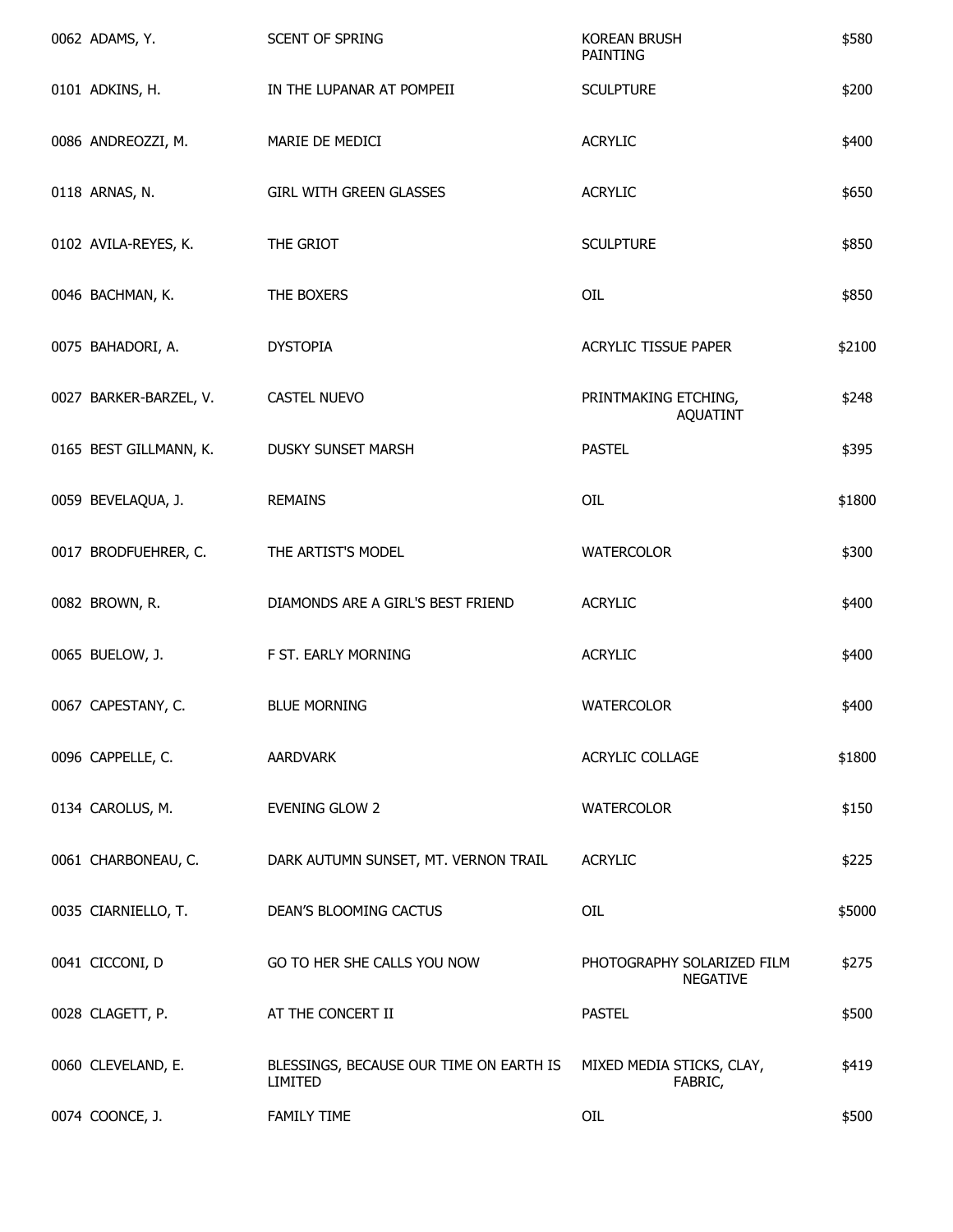| | | | |
|---|---|---|---|
| 0062 ADAMS, Y. | SCENT OF SPRING | KOREAN BRUSH PAINTING | $580 |
| 0101 ADKINS, H. | IN THE LUPANAR AT POMPEII | SCULPTURE | $200 |
| 0086 ANDREOZZI, M. | MARIE DE MEDICI | ACRYLIC | $400 |
| 0118 ARNAS, N. | GIRL WITH GREEN GLASSES | ACRYLIC | $650 |
| 0102 AVILA-REYES, K. | THE GRIOT | SCULPTURE | $850 |
| 0046 BACHMAN, K. | THE BOXERS | OIL | $850 |
| 0075 BAHADORI, A. | DYSTOPIA | ACRYLIC TISSUE PAPER | $2100 |
| 0027 BARKER-BARZEL, V. | CASTEL NUEVO | PRINTMAKING ETCHING, AQUATINT | $248 |
| 0165 BEST GILLMANN, K. | DUSKY SUNSET MARSH | PASTEL | $395 |
| 0059 BEVELAQUA, J. | REMAINS | OIL | $1800 |
| 0017 BRODFUEHRER, C. | THE ARTIST'S MODEL | WATERCOLOR | $300 |
| 0082 BROWN, R. | DIAMONDS ARE A GIRL'S BEST FRIEND | ACRYLIC | $400 |
| 0065 BUELOW, J. | F ST. EARLY MORNING | ACRYLIC | $400 |
| 0067 CAPESTANY, C. | BLUE MORNING | WATERCOLOR | $400 |
| 0096 CAPPELLE, C. | AARDVARK | ACRYLIC COLLAGE | $1800 |
| 0134 CAROLUS, M. | EVENING GLOW 2 | WATERCOLOR | $150 |
| 0061 CHARBONEAU, C. | DARK AUTUMN SUNSET, MT. VERNON TRAIL | ACRYLIC | $225 |
| 0035 CIARNIELLO, T. | DEAN'S BLOOMING CACTUS | OIL | $5000 |
| 0041 CICCONI, D | GO TO HER SHE CALLS YOU NOW | PHOTOGRAPHY SOLARIZED FILM NEGATIVE | $275 |
| 0028 CLAGETT, P. | AT THE CONCERT II | PASTEL | $500 |
| 0060 CLEVELAND, E. | BLESSINGS, BECAUSE OUR TIME ON EARTH IS LIMITED | MIXED MEDIA STICKS, CLAY, FABRIC, | $419 |
| 0074 COONCE, J. | FAMILY TIME | OIL | $500 |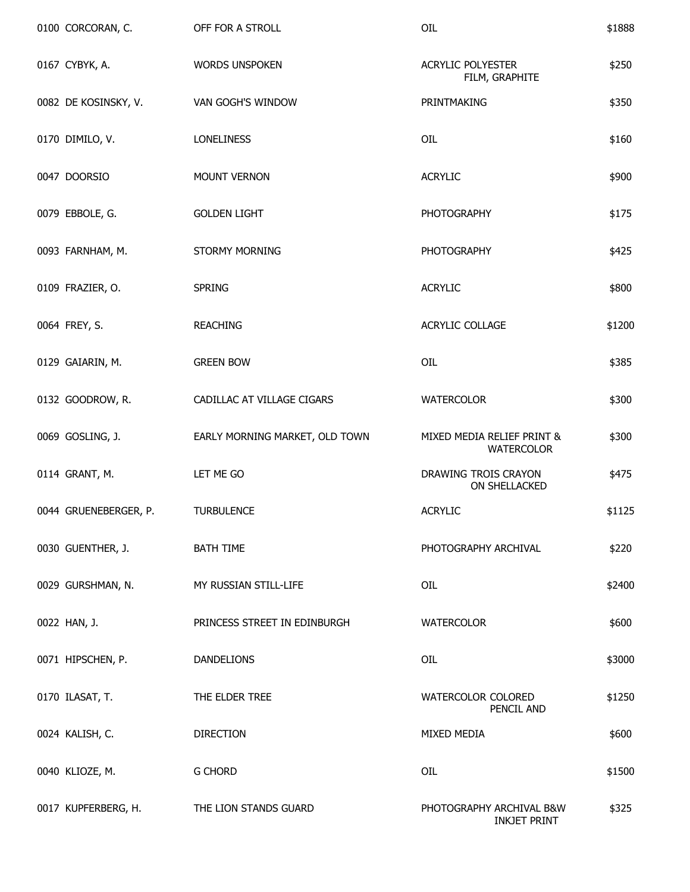| | | | |
|---|---|---|---|
| 0100 CORCORAN, C. | OFF FOR A STROLL | OIL | $1888 |
| 0167 CYBYK, A. | WORDS UNSPOKEN | ACRYLIC POLYESTER FILM, GRAPHITE | $250 |
| 0082 DE KOSINSKY, V. | VAN GOGH'S WINDOW | PRINTMAKING | $350 |
| 0170 DIMILO, V. | LONELINESS | OIL | $160 |
| 0047 DOORSIO | MOUNT VERNON | ACRYLIC | $900 |
| 0079 EBBOLE, G. | GOLDEN LIGHT | PHOTOGRAPHY | $175 |
| 0093 FARNHAM, M. | STORMY MORNING | PHOTOGRAPHY | $425 |
| 0109 FRAZIER, O. | SPRING | ACRYLIC | $800 |
| 0064 FREY, S. | REACHING | ACRYLIC COLLAGE | $1200 |
| 0129 GAIARIN, M. | GREEN BOW | OIL | $385 |
| 0132 GOODROW, R. | CADILLAC AT VILLAGE CIGARS | WATERCOLOR | $300 |
| 0069 GOSLING, J. | EARLY MORNING MARKET, OLD TOWN | MIXED MEDIA RELIEF PRINT & WATERCOLOR | $300 |
| 0114 GRANT, M. | LET ME GO | DRAWING TROIS CRAYON ON SHELLACKED | $475 |
| 0044 GRUENEBERGER, P. | TURBULENCE | ACRYLIC | $1125 |
| 0030 GUENTHER, J. | BATH TIME | PHOTOGRAPHY ARCHIVAL | $220 |
| 0029 GURSHMAN, N. | MY RUSSIAN STILL-LIFE | OIL | $2400 |
| 0022 HAN, J. | PRINCESS STREET IN EDINBURGH | WATERCOLOR | $600 |
| 0071 HIPSCHEN, P. | DANDELIONS | OIL | $3000 |
| 0170 ILASAT, T. | THE ELDER TREE | WATERCOLOR COLORED PENCIL AND | $1250 |
| 0024 KALISH, C. | DIRECTION | MIXED MEDIA | $600 |
| 0040 KLIOZE, M. | G CHORD | OIL | $1500 |
| 0017 KUPFERBERG, H. | THE LION STANDS GUARD | PHOTOGRAPHY ARCHIVAL B&W INKJET PRINT | $325 |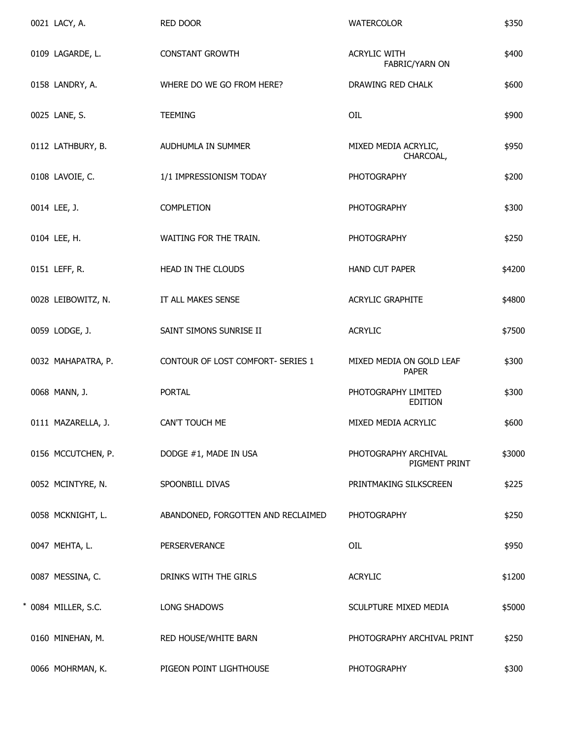| | | | | |
|---|---|---|---|---|
| | 0021 LACY, A. | RED DOOR | WATERCOLOR | $350 |
| | 0109 LAGARDE, L. | CONSTANT GROWTH | ACRYLIC WITH FABRIC/YARN ON | $400 |
| | 0158 LANDRY, A. | WHERE DO WE GO FROM HERE? | DRAWING RED CHALK | $600 |
| | 0025 LANE, S. | TEEMING | OIL | $900 |
| | 0112 LATHBURY, B. | AUDHUMLA IN SUMMER | MIXED MEDIA ACRYLIC, CHARCOAL, | $950 |
| | 0108 LAVOIE, C. | 1/1 IMPRESSIONISM TODAY | PHOTOGRAPHY | $200 |
| | 0014 LEE, J. | COMPLETION | PHOTOGRAPHY | $300 |
| | 0104 LEE, H. | WAITING FOR THE TRAIN. | PHOTOGRAPHY | $250 |
| | 0151 LEFF, R. | HEAD IN THE CLOUDS | HAND CUT PAPER | $4200 |
| | 0028 LEIBOWITZ, N. | IT ALL MAKES SENSE | ACRYLIC GRAPHITE | $4800 |
| | 0059 LODGE, J. | SAINT SIMONS SUNRISE II | ACRYLIC | $7500 |
| | 0032 MAHAPATRA, P. | CONTOUR OF LOST COMFORT- SERIES 1 | MIXED MEDIA ON GOLD LEAF PAPER | $300 |
| | 0068 MANN, J. | PORTAL | PHOTOGRAPHY LIMITED EDITION | $300 |
| | 0111 MAZARELLA, J. | CAN'T TOUCH ME | MIXED MEDIA ACRYLIC | $600 |
| | 0156 MCCUTCHEN, P. | DODGE #1, MADE IN USA | PHOTOGRAPHY ARCHIVAL PIGMENT PRINT | $3000 |
| | 0052 MCINTYRE, N. | SPOONBILL DIVAS | PRINTMAKING SILKSCREEN | $225 |
| | 0058 MCKNIGHT, L. | ABANDONED, FORGOTTEN AND RECLAIMED | PHOTOGRAPHY | $250 |
| | 0047 MEHTA, L. | PERSERVERANCE | OIL | $950 |
| | 0087 MESSINA, C. | DRINKS WITH THE GIRLS | ACRYLIC | $1200 |
| * | 0084 MILLER, S.C. | LONG SHADOWS | SCULPTURE MIXED MEDIA | $5000 |
| | 0160 MINEHAN, M. | RED HOUSE/WHITE BARN | PHOTOGRAPHY ARCHIVAL PRINT | $250 |
| | 0066 MOHRMAN, K. | PIGEON POINT LIGHTHOUSE | PHOTOGRAPHY | $300 |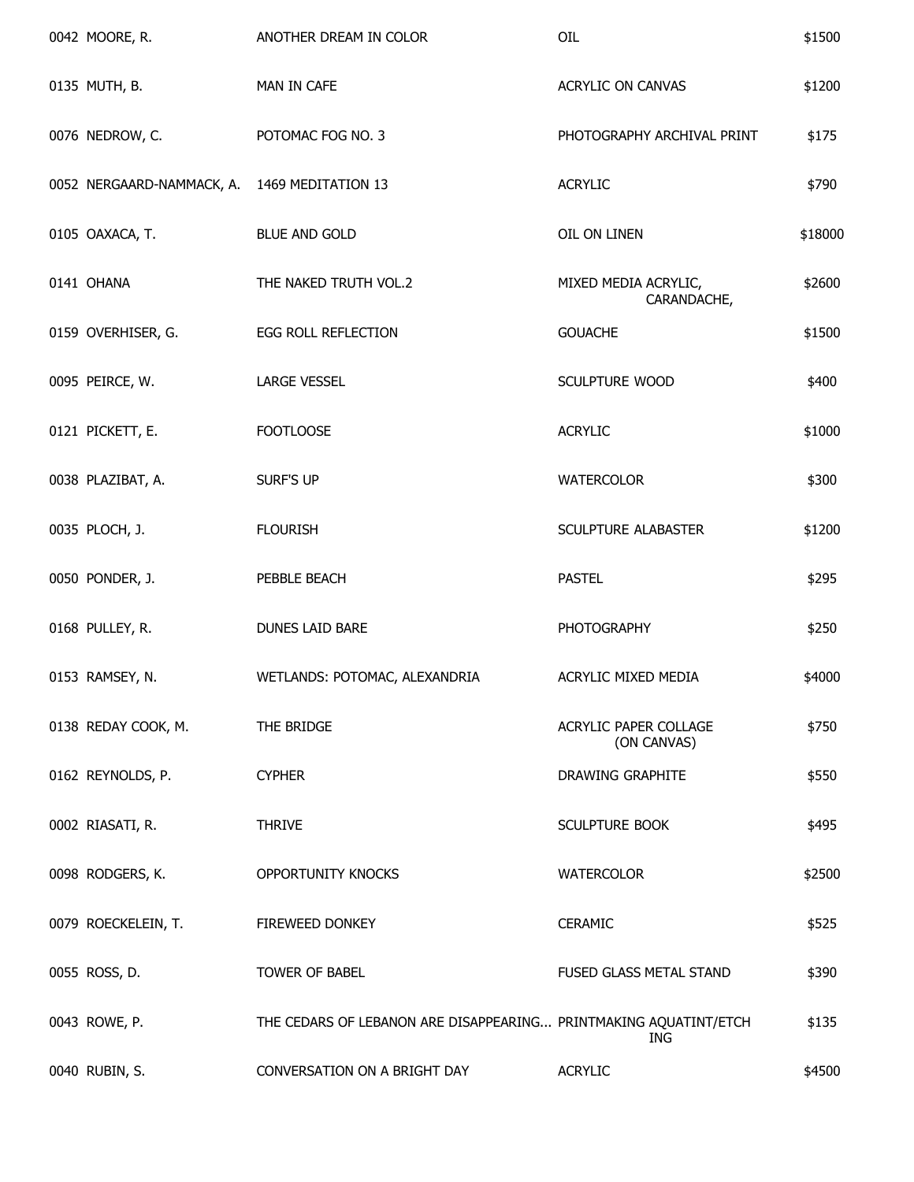| | | | |
|---|---|---|---|
| 0042 MOORE, R. | ANOTHER DREAM IN COLOR | OIL | $1500 |
| 0135 MUTH, B. | MAN IN CAFE | ACRYLIC ON CANVAS | $1200 |
| 0076 NEDROW, C. | POTOMAC FOG NO. 3 | PHOTOGRAPHY ARCHIVAL PRINT | $175 |
| 0052 NERGAARD-NAMMACK, A. | 1469 MEDITATION 13 | ACRYLIC | $790 |
| 0105 OAXACA, T. | BLUE AND GOLD | OIL ON LINEN | $18000 |
| 0141 OHANA | THE NAKED TRUTH VOL.2 | MIXED MEDIA ACRYLIC, CARANDACHE, | $2600 |
| 0159 OVERHISER, G. | EGG ROLL REFLECTION | GOUACHE | $1500 |
| 0095 PEIRCE, W. | LARGE VESSEL | SCULPTURE WOOD | $400 |
| 0121 PICKETT, E. | FOOTLOOSE | ACRYLIC | $1000 |
| 0038 PLAZIBAT, A. | SURF'S UP | WATERCOLOR | $300 |
| 0035 PLOCH, J. | FLOURISH | SCULPTURE ALABASTER | $1200 |
| 0050 PONDER, J. | PEBBLE BEACH | PASTEL | $295 |
| 0168 PULLEY, R. | DUNES LAID BARE | PHOTOGRAPHY | $250 |
| 0153 RAMSEY, N. | WETLANDS: POTOMAC, ALEXANDRIA | ACRYLIC MIXED MEDIA | $4000 |
| 0138 REDAY COOK, M. | THE BRIDGE | ACRYLIC PAPER COLLAGE (ON CANVAS) | $750 |
| 0162 REYNOLDS, P. | CYPHER | DRAWING GRAPHITE | $550 |
| 0002 RIASATI, R. | THRIVE | SCULPTURE BOOK | $495 |
| 0098 RODGERS, K. | OPPORTUNITY KNOCKS | WATERCOLOR | $2500 |
| 0079 ROECKELEIN, T. | FIREWEED DONKEY | CERAMIC | $525 |
| 0055 ROSS, D. | TOWER OF BABEL | FUSED GLASS METAL STAND | $390 |
| 0043 ROWE, P. | THE CEDARS OF LEBANON ARE DISAPPEARING... | PRINTMAKING AQUATINT/ETCHING | $135 |
| 0040 RUBIN, S. | CONVERSATION ON A BRIGHT DAY | ACRYLIC | $4500 |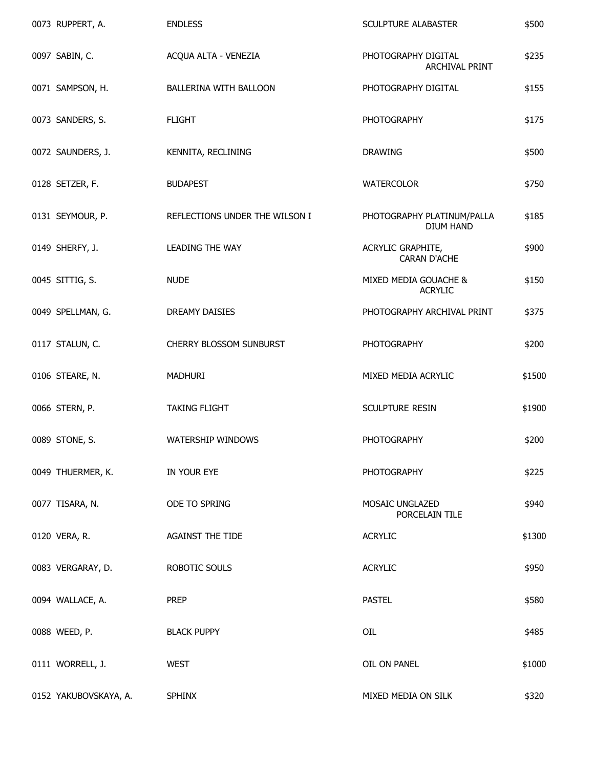| | | | |
|---|---|---|---|
| 0073 RUPPERT, A. | ENDLESS | SCULPTURE ALABASTER | $500 |
| 0097 SABIN, C. | ACQUA ALTA - VENEZIA | PHOTOGRAPHY DIGITAL ARCHIVAL PRINT | $235 |
| 0071 SAMPSON, H. | BALLERINA WITH BALLOON | PHOTOGRAPHY DIGITAL | $155 |
| 0073 SANDERS, S. | FLIGHT | PHOTOGRAPHY | $175 |
| 0072 SAUNDERS, J. | KENNITA, RECLINING | DRAWING | $500 |
| 0128 SETZER, F. | BUDAPEST | WATERCOLOR | $750 |
| 0131 SEYMOUR, P. | REFLECTIONS UNDER THE WILSON I | PHOTOGRAPHY PLATINUM/PALLA DIUM HAND | $185 |
| 0149 SHERFY, J. | LEADING THE WAY | ACRYLIC GRAPHITE, CARAN D'ACHE | $900 |
| 0045 SITTIG, S. | NUDE | MIXED MEDIA GOUACHE & ACRYLIC | $150 |
| 0049 SPELLMAN, G. | DREAMY DAISIES | PHOTOGRAPHY ARCHIVAL PRINT | $375 |
| 0117 STALUN, C. | CHERRY BLOSSOM SUNBURST | PHOTOGRAPHY | $200 |
| 0106 STEARE, N. | MADHURI | MIXED MEDIA ACRYLIC | $1500 |
| 0066 STERN, P. | TAKING FLIGHT | SCULPTURE RESIN | $1900 |
| 0089 STONE, S. | WATERSHIP WINDOWS | PHOTOGRAPHY | $200 |
| 0049 THUERMER, K. | IN YOUR EYE | PHOTOGRAPHY | $225 |
| 0077 TISARA, N. | ODE TO SPRING | MOSAIC UNGLAZED PORCELAIN TILE | $940 |
| 0120 VERA, R. | AGAINST THE TIDE | ACRYLIC | $1300 |
| 0083 VERGARAY, D. | ROBOTIC SOULS | ACRYLIC | $950 |
| 0094 WALLACE, A. | PREP | PASTEL | $580 |
| 0088 WEED, P. | BLACK PUPPY | OIL | $485 |
| 0111 WORRELL, J. | WEST | OIL ON PANEL | $1000 |
| 0152 YAKUBOVSKAYA, A. | SPHINX | MIXED MEDIA ON SILK | $320 |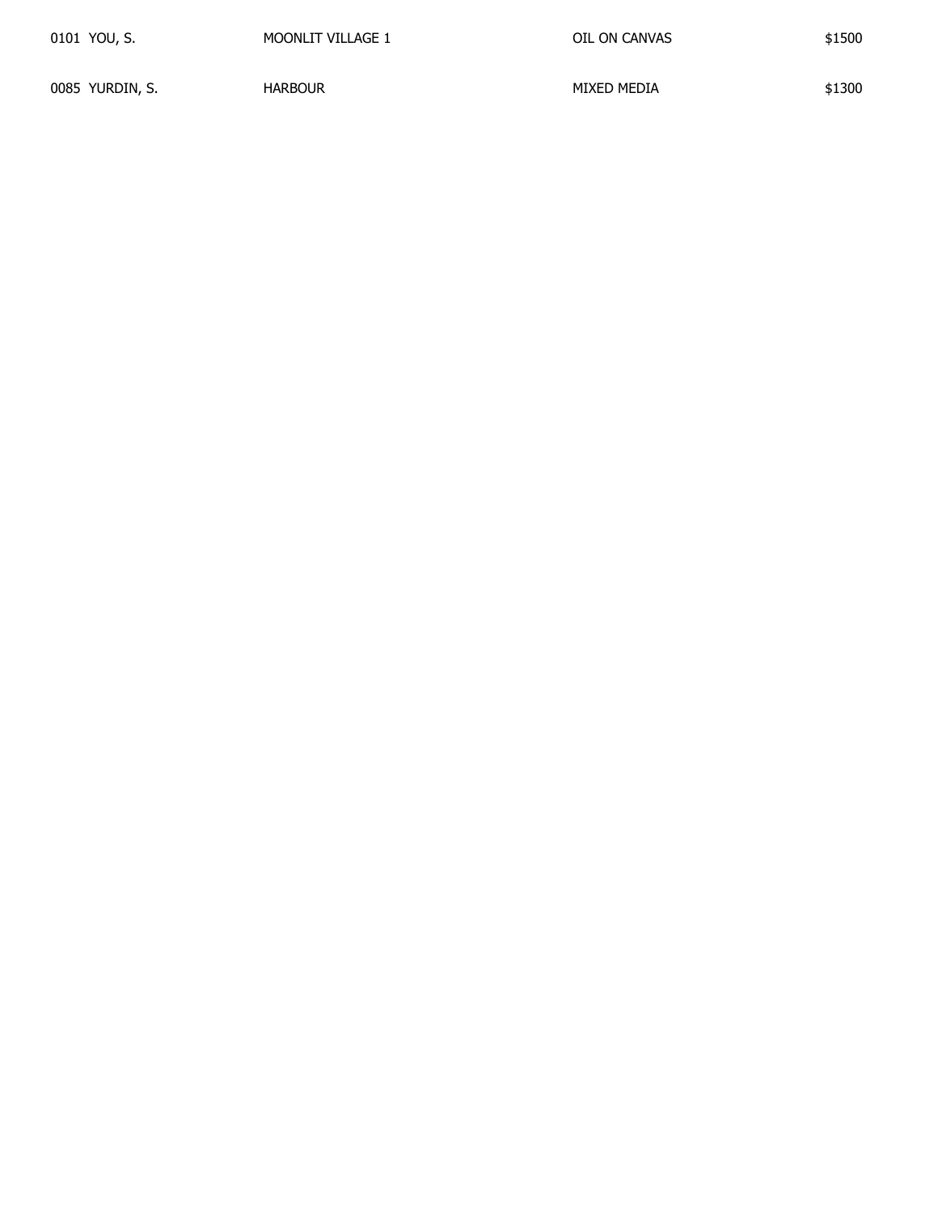| | | | |
|---|---|---|---|
| 0101 YOU, S. | MOONLIT VILLAGE 1 | OIL ON CANVAS | $1500 |
| 0085 YURDIN, S. | HARBOUR | MIXED MEDIA | $1300 |